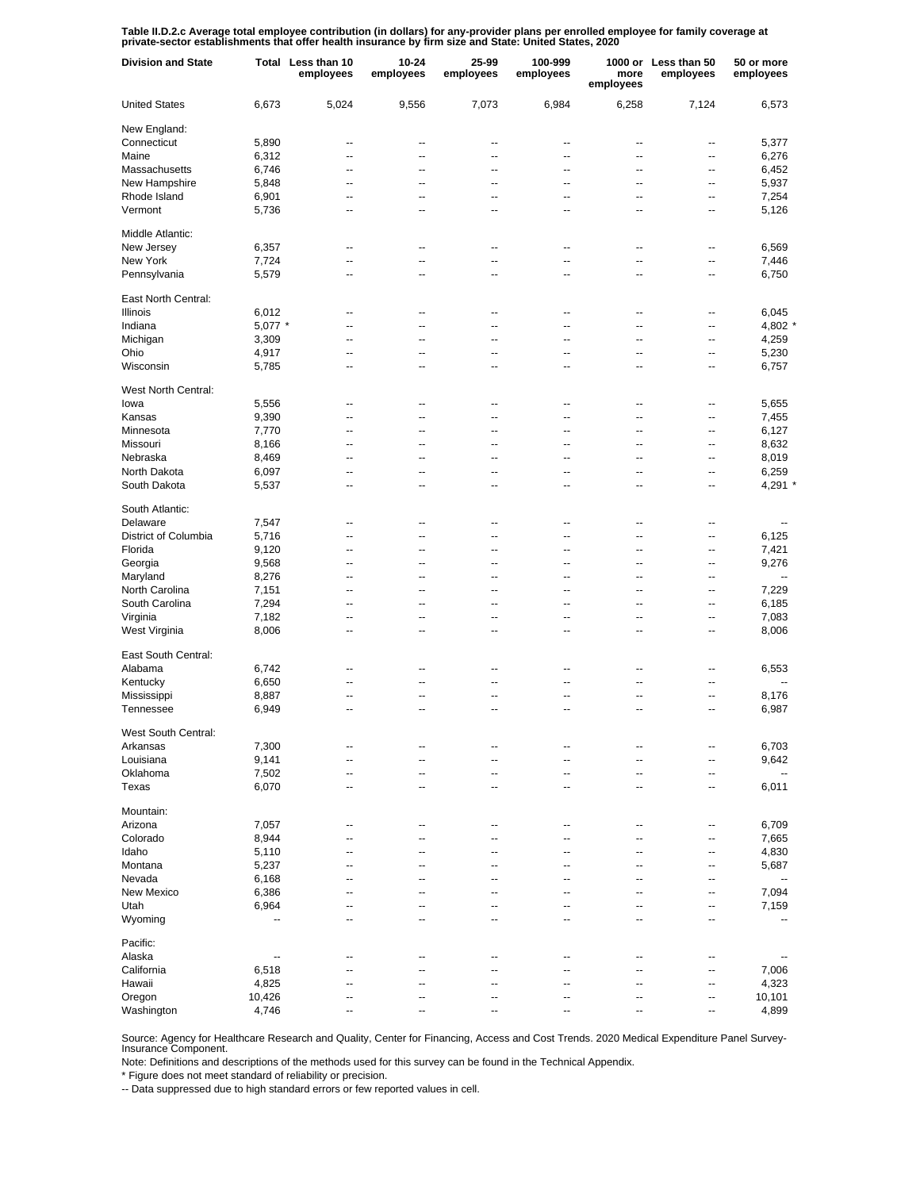**Table II.D.2.c Average total employee contribution (in dollars) for any-provider plans per enrolled employee for family coverage at private-sector establishments that offer health insurance by firm size and State: United States, 2020**

| Division and State | Total | Less than 10 employees | 10-24 employees | 25-99 employees | 100-999 employees | 1000 or more employees | Less than 50 employees | 50 or more employees |
|---|---|---|---|---|---|---|---|---|
| United States | 6,673 | 5,024 | 9,556 | 7,073 | 6,984 | 6,258 | 7,124 | 6,573 |
| New England: | | | | | | | | |
| Connecticut | 5,890 | -- | -- | -- | -- | -- | -- | 5,377 |
| Maine | 6,312 | -- | -- | -- | -- | -- | -- | 6,276 |
| Massachusetts | 6,746 | -- | -- | -- | -- | -- | -- | 6,452 |
| New Hampshire | 5,848 | -- | -- | -- | -- | -- | -- | 5,937 |
| Rhode Island | 6,901 | -- | -- | -- | -- | -- | -- | 7,254 |
| Vermont | 5,736 | -- | -- | -- | -- | -- | -- | 5,126 |
| Middle Atlantic: | | | | | | | | |
| New Jersey | 6,357 | -- | -- | -- | -- | -- | -- | 6,569 |
| New York | 7,724 | -- | -- | -- | -- | -- | -- | 7,446 |
| Pennsylvania | 5,579 | -- | -- | -- | -- | -- | -- | 6,750 |
| East North Central: | | | | | | | | |
| Illinois | 6,012 | -- | -- | -- | -- | -- | -- | 6,045 |
| Indiana | 5,077 * | -- | -- | -- | -- | -- | -- | 4,802 * |
| Michigan | 3,309 | -- | -- | -- | -- | -- | -- | 4,259 |
| Ohio | 4,917 | -- | -- | -- | -- | -- | -- | 5,230 |
| Wisconsin | 5,785 | -- | -- | -- | -- | -- | -- | 6,757 |
| West North Central: | | | | | | | | |
| Iowa | 5,556 | -- | -- | -- | -- | -- | -- | 5,655 |
| Kansas | 9,390 | -- | -- | -- | -- | -- | -- | 7,455 |
| Minnesota | 7,770 | -- | -- | -- | -- | -- | -- | 6,127 |
| Missouri | 8,166 | -- | -- | -- | -- | -- | -- | 8,632 |
| Nebraska | 8,469 | -- | -- | -- | -- | -- | -- | 8,019 |
| North Dakota | 6,097 | -- | -- | -- | -- | -- | -- | 6,259 |
| South Dakota | 5,537 | -- | -- | -- | -- | -- | -- | 4,291 * |
| South Atlantic: | | | | | | | | |
| Delaware | 7,547 | -- | -- | -- | -- | -- | -- | -- |
| District of Columbia | 5,716 | -- | -- | -- | -- | -- | -- | 6,125 |
| Florida | 9,120 | -- | -- | -- | -- | -- | -- | 7,421 |
| Georgia | 9,568 | -- | -- | -- | -- | -- | -- | 9,276 |
| Maryland | 8,276 | -- | -- | -- | -- | -- | -- | -- |
| North Carolina | 7,151 | -- | -- | -- | -- | -- | -- | 7,229 |
| South Carolina | 7,294 | -- | -- | -- | -- | -- | -- | 6,185 |
| Virginia | 7,182 | -- | -- | -- | -- | -- | -- | 7,083 |
| West Virginia | 8,006 | -- | -- | -- | -- | -- | -- | 8,006 |
| East South Central: | | | | | | | | |
| Alabama | 6,742 | -- | -- | -- | -- | -- | -- | 6,553 |
| Kentucky | 6,650 | -- | -- | -- | -- | -- | -- | -- |
| Mississippi | 8,887 | -- | -- | -- | -- | -- | -- | 8,176 |
| Tennessee | 6,949 | -- | -- | -- | -- | -- | -- | 6,987 |
| West South Central: | | | | | | | | |
| Arkansas | 7,300 | -- | -- | -- | -- | -- | -- | 6,703 |
| Louisiana | 9,141 | -- | -- | -- | -- | -- | -- | 9,642 |
| Oklahoma | 7,502 | -- | -- | -- | -- | -- | -- | -- |
| Texas | 6,070 | -- | -- | -- | -- | -- | -- | 6,011 |
| Mountain: | | | | | | | | |
| Arizona | 7,057 | -- | -- | -- | -- | -- | -- | 6,709 |
| Colorado | 8,944 | -- | -- | -- | -- | -- | -- | 7,665 |
| Idaho | 5,110 | -- | -- | -- | -- | -- | -- | 4,830 |
| Montana | 5,237 | -- | -- | -- | -- | -- | -- | 5,687 |
| Nevada | 6,168 | -- | -- | -- | -- | -- | -- | -- |
| New Mexico | 6,386 | -- | -- | -- | -- | -- | -- | 7,094 |
| Utah | 6,964 | -- | -- | -- | -- | -- | -- | 7,159 |
| Wyoming | -- | -- | -- | -- | -- | -- | -- | -- |
| Pacific: | | | | | | | | |
| Alaska | -- | -- | -- | -- | -- | -- | -- | -- |
| California | 6,518 | -- | -- | -- | -- | -- | -- | 7,006 |
| Hawaii | 4,825 | -- | -- | -- | -- | -- | -- | 4,323 |
| Oregon | 10,426 | -- | -- | -- | -- | -- | -- | 10,101 |
| Washington | 4,746 | -- | -- | -- | -- | -- | -- | 4,899 |

Source: Agency for Healthcare Research and Quality, Center for Financing, Access and Cost Trends. 2020 Medical Expenditure Panel Survey-Insurance Component.

Note: Definitions and descriptions of the methods used for this survey can be found in the Technical Appendix.

* Figure does not meet standard of reliability or precision.

-- Data suppressed due to high standard errors or few reported values in cell.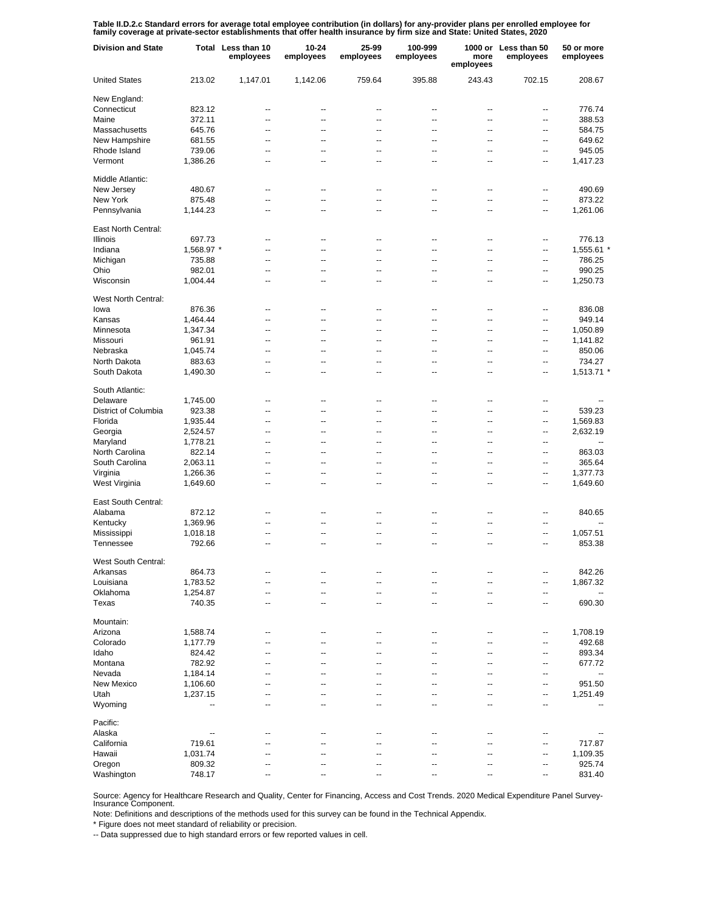**Table II.D.2.c Standard errors for average total employee contribution (in dollars) for any-provider plans per enrolled employee for family coverage at private-sector establishments that offer health insurance by firm size and State: United States, 2020**

| Division and State | Total | Less than 10 employees | 10-24 employees | 25-99 employees | 100-999 employees | 1000 or more employees | Less than 50 employees | 50 or more employees |
|---|---|---|---|---|---|---|---|---|
| United States | 213.02 | 1,147.01 | 1,142.06 | 759.64 | 395.88 | 243.43 | 702.15 | 208.67 |
| New England: | | | | | | | | |
| Connecticut | 823.12 | -- | -- | -- | -- | -- | -- | 776.74 |
| Maine | 372.11 | -- | -- | -- | -- | -- | -- | 388.53 |
| Massachusetts | 645.76 | -- | -- | -- | -- | -- | -- | 584.75 |
| New Hampshire | 681.55 | -- | -- | -- | -- | -- | -- | 649.62 |
| Rhode Island | 739.06 | -- | -- | -- | -- | -- | -- | 945.05 |
| Vermont | 1,386.26 | -- | -- | -- | -- | -- | -- | 1,417.23 |
| Middle Atlantic: | | | | | | | | |
| New Jersey | 480.67 | -- | -- | -- | -- | -- | -- | 490.69 |
| New York | 875.48 | -- | -- | -- | -- | -- | -- | 873.22 |
| Pennsylvania | 1,144.23 | -- | -- | -- | -- | -- | -- | 1,261.06 |
| East North Central: | | | | | | | | |
| Illinois | 697.73 | -- | -- | -- | -- | -- | -- | 776.13 |
| Indiana | 1,568.97 * | -- | -- | -- | -- | -- | -- | 1,555.61 * |
| Michigan | 735.88 | -- | -- | -- | -- | -- | -- | 786.25 |
| Ohio | 982.01 | -- | -- | -- | -- | -- | -- | 990.25 |
| Wisconsin | 1,004.44 | -- | -- | -- | -- | -- | -- | 1,250.73 |
| West North Central: | | | | | | | | |
| Iowa | 876.36 | -- | -- | -- | -- | -- | -- | 836.08 |
| Kansas | 1,464.44 | -- | -- | -- | -- | -- | -- | 949.14 |
| Minnesota | 1,347.34 | -- | -- | -- | -- | -- | -- | 1,050.89 |
| Missouri | 961.91 | -- | -- | -- | -- | -- | -- | 1,141.82 |
| Nebraska | 1,045.74 | -- | -- | -- | -- | -- | -- | 850.06 |
| North Dakota | 883.63 | -- | -- | -- | -- | -- | -- | 734.27 |
| South Dakota | 1,490.30 | -- | -- | -- | -- | -- | -- | 1,513.71 * |
| South Atlantic: | | | | | | | | |
| Delaware | 1,745.00 | -- | -- | -- | -- | -- | -- | -- |
| District of Columbia | 923.38 | -- | -- | -- | -- | -- | -- | 539.23 |
| Florida | 1,935.44 | -- | -- | -- | -- | -- | -- | 1,569.83 |
| Georgia | 2,524.57 | -- | -- | -- | -- | -- | -- | 2,632.19 |
| Maryland | 1,778.21 | -- | -- | -- | -- | -- | -- | -- |
| North Carolina | 822.14 | -- | -- | -- | -- | -- | -- | 863.03 |
| South Carolina | 2,063.11 | -- | -- | -- | -- | -- | -- | 365.64 |
| Virginia | 1,266.36 | -- | -- | -- | -- | -- | -- | 1,377.73 |
| West Virginia | 1,649.60 | -- | -- | -- | -- | -- | -- | 1,649.60 |
| East South Central: | | | | | | | | |
| Alabama | 872.12 | -- | -- | -- | -- | -- | -- | 840.65 |
| Kentucky | 1,369.96 | -- | -- | -- | -- | -- | -- | -- |
| Mississippi | 1,018.18 | -- | -- | -- | -- | -- | -- | 1,057.51 |
| Tennessee | 792.66 | -- | -- | -- | -- | -- | -- | 853.38 |
| West South Central: | | | | | | | | |
| Arkansas | 864.73 | -- | -- | -- | -- | -- | -- | 842.26 |
| Louisiana | 1,783.52 | -- | -- | -- | -- | -- | -- | 1,867.32 |
| Oklahoma | 1,254.87 | -- | -- | -- | -- | -- | -- | -- |
| Texas | 740.35 | -- | -- | -- | -- | -- | -- | 690.30 |
| Mountain: | | | | | | | | |
| Arizona | 1,588.74 | -- | -- | -- | -- | -- | -- | 1,708.19 |
| Colorado | 1,177.79 | -- | -- | -- | -- | -- | -- | 492.68 |
| Idaho | 824.42 | -- | -- | -- | -- | -- | -- | 893.34 |
| Montana | 782.92 | -- | -- | -- | -- | -- | -- | 677.72 |
| Nevada | 1,184.14 | -- | -- | -- | -- | -- | -- | -- |
| New Mexico | 1,106.60 | -- | -- | -- | -- | -- | -- | 951.50 |
| Utah | 1,237.15 | -- | -- | -- | -- | -- | -- | 1,251.49 |
| Wyoming | -- | -- | -- | -- | -- | -- | -- | -- |
| Pacific: | | | | | | | | |
| Alaska | -- | -- | -- | -- | -- | -- | -- | -- |
| California | 719.61 | -- | -- | -- | -- | -- | -- | 717.87 |
| Hawaii | 1,031.74 | -- | -- | -- | -- | -- | -- | 1,109.35 |
| Oregon | 809.32 | -- | -- | -- | -- | -- | -- | 925.74 |
| Washington | 748.17 | -- | -- | -- | -- | -- | -- | 831.40 |

Source: Agency for Healthcare Research and Quality, Center for Financing, Access and Cost Trends. 2020 Medical Expenditure Panel Survey-Insurance Component.

Note: Definitions and descriptions of the methods used for this survey can be found in the Technical Appendix.

* Figure does not meet standard of reliability or precision.

-- Data suppressed due to high standard errors or few reported values in cell.